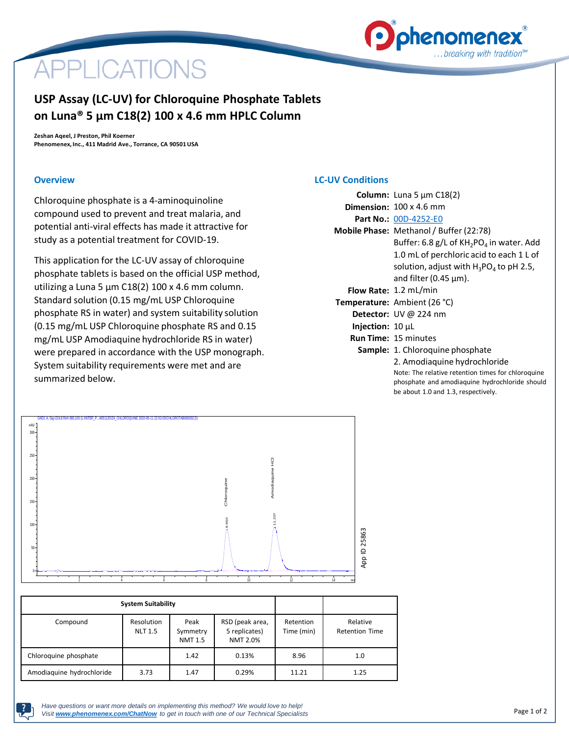# APPLICATIONS

## USP Assay (LC-UV) for Chloroquine Phosphate Tablets on Luna® 5 µm C18(2) 100 x 4.6 mm HPLC Column

**Zeshan Aqeel, J Preston, Phil Koerner**
**Phenomenex, Inc., 411 Madrid Ave., Torrance, CA 90501 USA**

### Overview

Chloroquine phosphate is a 4-aminoquinoline compound used to prevent and treat malaria, and potential anti-viral effects has made it attractive for study as a potential treatment for COVID-19.

This application for the LC-UV assay of chloroquine phosphate tablets is based on the official USP method, utilizing a Luna 5 µm C18(2) 100 x 4.6 mm column. Standard solution (0.15 mg/mL USP Chloroquine phosphate RS in water) and system suitability solution (0.15 mg/mL USP Chloroquine phosphate RS and 0.15 mg/mL USP Amodiaquine hydrochloride RS in water) were prepared in accordance with the USP monograph. System suitability requirements were met and are summarized below.

### LC-UV Conditions

**Column:** Luna 5 µm C18(2)
**Dimension:** 100 x 4.6 mm
**Part No.:** 00D-4252-E0
**Mobile Phase:** Methanol / Buffer (22:78)
Buffer: 6.8 g/L of $KH_2PO_4$ in water. Add 1.0 mL of perchloric acid to each 1 L of solution, adjust with $H_3PO_4$ to pH 2.5, and filter (0.45 µm).
**Flow Rate:** 1.2 mL/min
**Temperature:** Ambient (26 °C)
**Detector:** UV @ 224 nm
**Injection:** 10 µL
**Run Time:** 15 minutes
**Sample:** 1. Chloroquine phosphate
2. Amodiaquine hydrochloride
Note: The relative retention times for chloroquine phosphate and amodiaquine hydrochloride should be about 1.0 and 1.3, respectively.

App ID 25863

| System Suitability | | | | | |
|---|---|---|---|---|---|
| Compound | Resolution NLT 1.5 | Peak Symmetry NMT 1.5 | RSD (peak area, 5 replicates) NMT 2.0% | Retention Time (min) | Relative Retention Time |
| Chloroquine phosphate | | 1.42 | 0.13% | 8.96 | 1.0 |
| Amodiaquine hydrochloride | 3.73 | 1.47 | 0.29% | 11.21 | 1.25 |

*Have questions or want more details on implementing this method? We would love to help! Visit **www.phenomenex.com/ChatNow** to get in touch with one of our Technical Specialists*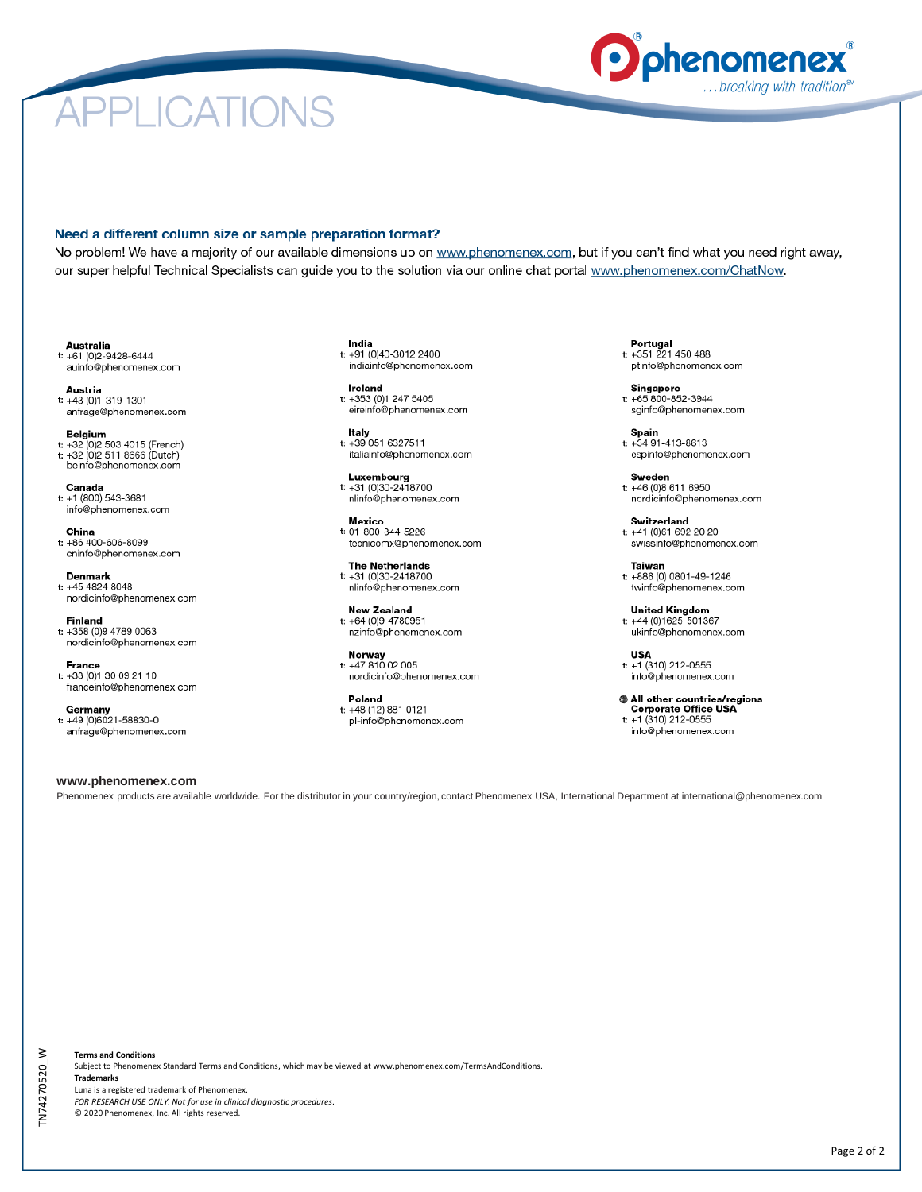# APPLICATIONS

### Need a different column size or sample preparation format?

No problem! We have a majority of our available dimensions up on www.phenomenex.com, but if you can't find what you need right away, our super helpful Technical Specialists can guide you to the solution via our online chat portal www.phenomenex.com/ChatNow.

**Australia**
t: +61 (0)2-9428-6444
auinfo@phenomenex.com

**Austria**
t: +43 (0)1-319-1301
anfrage@phenomenex.com

**Belgium**
t: +32 (0)2 503 4015 (French)
t: +32 (0)2 511 8666 (Dutch)
beinfo@phenomenex.com

**Canada**
t: +1 (800) 543-3681
info@phenomenex.com

**China**
t: +86 400-606-8099
cninfo@phenomenex.com

**Denmark**
t: +45 4824 8048
nordicinfo@phenomenex.com

**Finland**
t: +358 (0)9 4789 0063
nordicinfo@phenomenex.com

**France**
t: +33 (0)1 30 09 21 10
franceinfo@phenomenex.com

**Germany**
t: +49 (0)6021-58830-0
anfrage@phenomenex.com

**India**
t: +91 (0)40-3012 2400
indiainfo@phenomenex.com

**Ireland**
t: +353 (0)1 247 5405
eireinfo@phenomenex.com

**Italy**
t: +39 051 6327511
italiainfo@phenomenex.com

**Luxembourg**
t: +31 (0)30-2418700
nlinfo@phenomenex.com

**Mexico**
t: 01-800-844-5226
tecnicomx@phenomenex.com

**The Netherlands**
t: +31 (0)30-2418700
nlinfo@phenomenex.com

**New Zealand**
t: +64 (0)9-4780951
nzinfo@phenomenex.com

**Norway**
t: +47 810 02 005
nordicinfo@phenomenex.com

**Poland**
t: +48 (12) 881 0121
pl-info@phenomenex.com

**Portugal**
t: +351 221 450 488
ptinfo@phenomenex.com

**Singapore**
t: +65 800-852-3944
sginfo@phenomenex.com

**Spain**
t: +34 91-413-8613
espinfo@phenomenex.com

**Sweden**
t: +46 (0)8 611 6950
nordicinfo@phenomenex.com

**Switzerland**
t: +41 (0)61 692 20 20
swissinfo@phenomenex.com

**Taiwan**
t: +886 (0) 0801-49-1246
twinfo@phenomenex.com

**United Kingdom**
t: +44 (0)1625-501367
ukinfo@phenomenex.com

**USA**
t: +1 (310) 212-0555
info@phenomenex.com

**All other countries/regions**
**Corporate Office USA**
t: +1 (310) 212-0555
info@phenomenex.com

**www.phenomenex.com**

Phenomenex products are available worldwide. For the distributor in your country/region, contact Phenomenex USA, International Department at international@phenomenex.com

**Terms and Conditions**
Subject to Phenomenex Standard Terms and Conditions, which may be viewed at www.phenomenex.com/TermsAndConditions.

**Trademarks**
Luna is a registered trademark of Phenomenex.

*FOR RESEARCH USE ONLY. Not for use in clinical diagnostic procedures.*

© 2020 Phenomenex, Inc. All rights reserved.

TN74270520_W